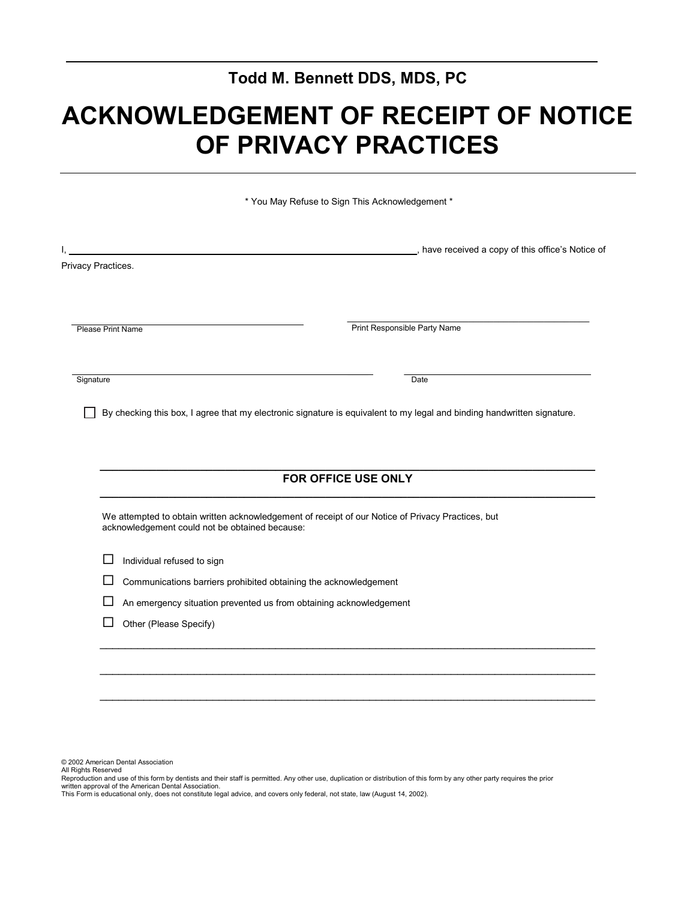**Todd M. Bennett DDS, MDS, PC**

# ACKNOWLEDGEMENT OF RECEIPT OF NOTICE OF PRIVACY PRACTICES

\* You May Refuse to Sign This Acknowledgement \*

I, ______________________________________________, have received a copy of this office's Notice of Privacy Practices.

______________________________ Please Print Name

______________________________ Print Responsible Party Name

______________________________ Signature

______________________________ Date

☐ By checking this box, I agree that my electronic signature is equivalent to my legal and binding handwritten signature.

## FOR OFFICE USE ONLY

We attempted to obtain written acknowledgement of receipt of our Notice of Privacy Practices, but acknowledgement could not be obtained because:

☐ Individual refused to sign

☐ Communications barriers prohibited obtaining the acknowledgement

☐ An emergency situation prevented us from obtaining acknowledgement

☐ Other (Please Specify)

______________________________________________________________________________

______________________________________________________________________________

______________________________________________________________________________

© 2002 American Dental Association
All Rights Reserved
Reproduction and use of this form by dentists and their staff is permitted. Any other use, duplication or distribution of this form by any other party requires the prior written approval of the American Dental Association.
This Form is educational only, does not constitute legal advice, and covers only federal, not state, law (August 14, 2002).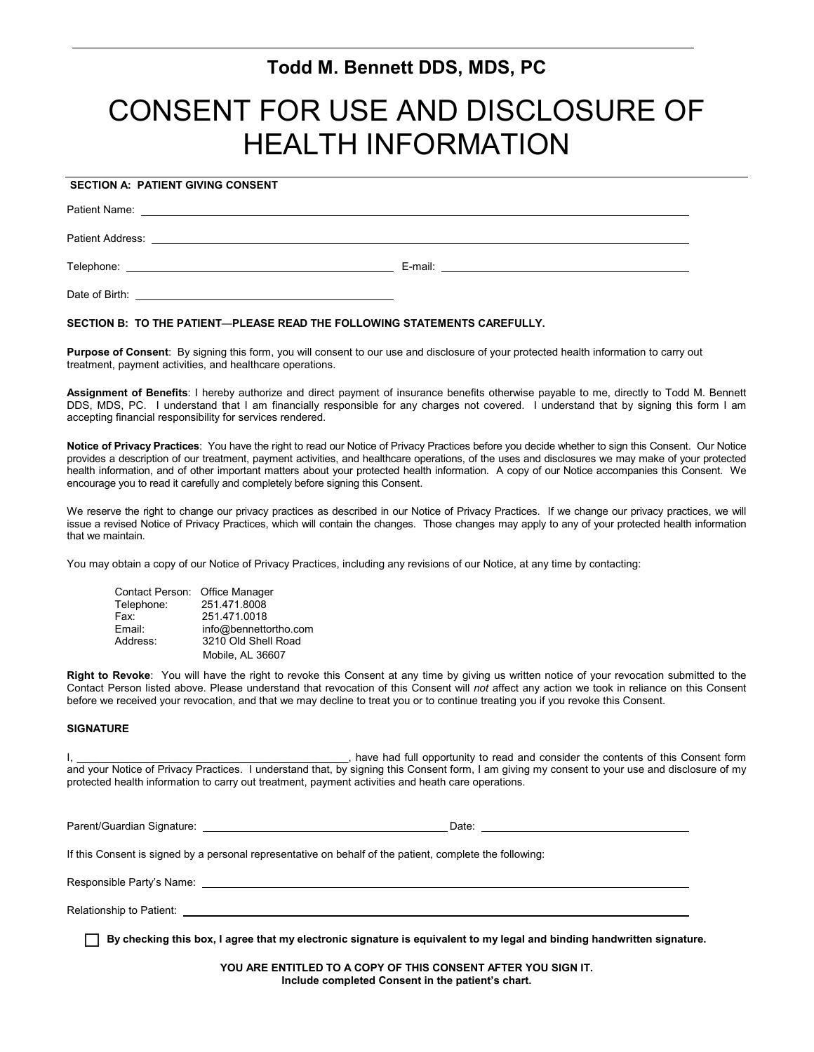## Todd M. Bennett DDS, MDS, PC

# CONSENT FOR USE AND DISCLOSURE OF HEALTH INFORMATION

**SECTION A: PATIENT GIVING CONSENT**

Patient Name: ______________________________________________

Patient Address: ______________________________________________

Telephone: ______________________ E-mail: ______________________

Date of Birth: ______________________

**SECTION B: TO THE PATIENT—PLEASE READ THE FOLLOWING STATEMENTS CAREFULLY.**

**Purpose of Consent**: By signing this form, you will consent to our use and disclosure of your protected health information to carry out treatment, payment activities, and healthcare operations.

**Assignment of Benefits**: I hereby authorize and direct payment of insurance benefits otherwise payable to me, directly to Todd M. Bennett DDS, MDS, PC. I understand that I am financially responsible for any charges not covered. I understand that by signing this form I am accepting financial responsibility for services rendered.

**Notice of Privacy Practices**: You have the right to read our Notice of Privacy Practices before you decide whether to sign this Consent. Our Notice provides a description of our treatment, payment activities, and healthcare operations, of the uses and disclosures we may make of your protected health information, and of other important matters about your protected health information. A copy of our Notice accompanies this Consent. We encourage you to read it carefully and completely before signing this Consent.

We reserve the right to change our privacy practices as described in our Notice of Privacy Practices. If we change our privacy practices, we will issue a revised Notice of Privacy Practices, which will contain the changes. Those changes may apply to any of your protected health information that we maintain.

You may obtain a copy of our Notice of Privacy Practices, including any revisions of our Notice, at any time by contacting:

Contact Person: Office Manager
Telephone: 251.471.8008
Fax: 251.471.0018
Email: info@bennettortho.com
Address: 3210 Old Shell Road
Mobile, AL 36607

**Right to Revoke**: You will have the right to revoke this Consent at any time by giving us written notice of your revocation submitted to the Contact Person listed above. Please understand that revocation of this Consent will *not* affect any action we took in reliance on this Consent before we received your revocation, and that we may decline to treat you or to continue treating you if you revoke this Consent.

**SIGNATURE**

I, ______________________________, have had full opportunity to read and consider the contents of this Consent form and your Notice of Privacy Practices. I understand that, by signing this Consent form, I am giving my consent to your use and disclosure of my protected health information to carry out treatment, payment activities and heath care operations.

Parent/Guardian Signature: ______________________ Date: ______________________

If this Consent is signed by a personal representative on behalf of the patient, complete the following:

Responsible Party's Name: ______________________________________________

Relationship to Patient: ______________________________________________

☐ **By checking this box, I agree that my electronic signature is equivalent to my legal and binding handwritten signature.**

**YOU ARE ENTITLED TO A COPY OF THIS CONSENT AFTER YOU SIGN IT.**
**Include completed Consent in the patient's chart.**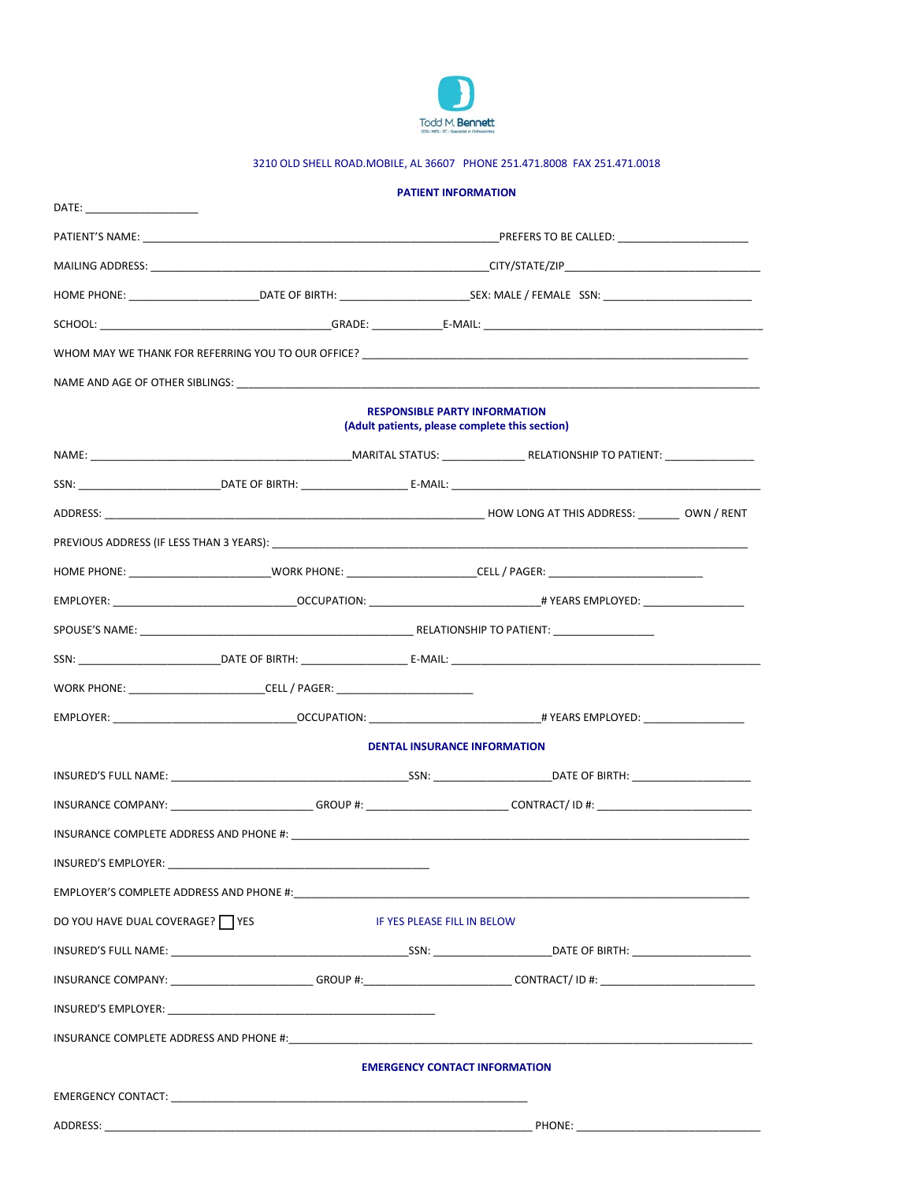Todd M. Bennett

DDS · MS · PC · Specialist in Orthodontics

3210 OLD SHELL ROAD.MOBILE, AL 36607 PHONE 251.471.8008 FAX 251.471.0018

## PATIENT INFORMATION

DATE: ___________________

PATIENT'S NAME: ____________________________________________________________PREFERS TO BE CALLED: ______________________

MAILING ADDRESS: __________________________________________________________CITY/STATE/ZIP________________________________

HOME PHONE: _____________________DATE OF BIRTH: _____________________SEX: MALE / FEMALE SSN: ________________________

SCHOOL: _______________________________________GRADE: ____________E-MAIL: _______________________________________________

WHOM MAY WE THANK FOR REFERRING YOU TO OUR OFFICE? _________________________________________________________________

NAME AND AGE OF OTHER SIBLINGS: ___________________________________________________________________________________

## RESPONSIBLE PARTY INFORMATION

**(Adult patients, please complete this section)**

NAME: ____________________________________________MARITAL STATUS: ______________ RELATIONSHIP TO PATIENT: _______________

SSN: _______________________DATE OF BIRTH: _________________ E-MAIL: __________________________________________________

ADDRESS: _________________________________________________________________ HOW LONG AT THIS ADDRESS: _______ OWN / RENT

PREVIOUS ADDRESS (IF LESS THAN 3 YEARS): ___________________________________________________________________________

HOME PHONE: _______________________WORK PHONE: _____________________CELL / PAGER: _________________________

EMPLOYER: ______________________________OCCUPATION: ___________________________# YEARS EMPLOYED: ________________

SPOUSE'S NAME: ______________________________________________ RELATIONSHIP TO PATIENT: ________________

SSN: _______________________DATE OF BIRTH: _________________ E-MAIL: __________________________________________________

WORK PHONE: ______________________CELL / PAGER: ______________________

EMPLOYER: ______________________________OCCUPATION: ___________________________# YEARS EMPLOYED: ________________

## DENTAL INSURANCE INFORMATION

INSURED'S FULL NAME: ________________________________________SSN: ____________________DATE OF BIRTH: ____________________

INSURANCE COMPANY: _______________________ GROUP #: _______________________ CONTRACT/ ID #: _________________________

INSURANCE COMPLETE ADDRESS AND PHONE #: __________________________________________________________________________

INSURED'S EMPLOYER: ____________________________________________

EMPLOYER'S COMPLETE ADDRESS AND PHONE #:__________________________________________________________________________

DO YOU HAVE DUAL COVERAGE? ☐ YES IF YES PLEASE FILL IN BELOW

INSURED'S FULL NAME: ________________________________________SSN: ____________________DATE OF BIRTH: ____________________

INSURANCE COMPANY: _______________________ GROUP #:_______________________ CONTRACT/ ID #: _________________________

INSURED'S EMPLOYER: _____________________________________________

INSURANCE COMPLETE ADDRESS AND PHONE #:___________________________________________________________________________

## EMERGENCY CONTACT INFORMATION

EMERGENCY CONTACT: ____________________________________________________________

ADDRESS: _______________________________________________________________________ PHONE: _______________________________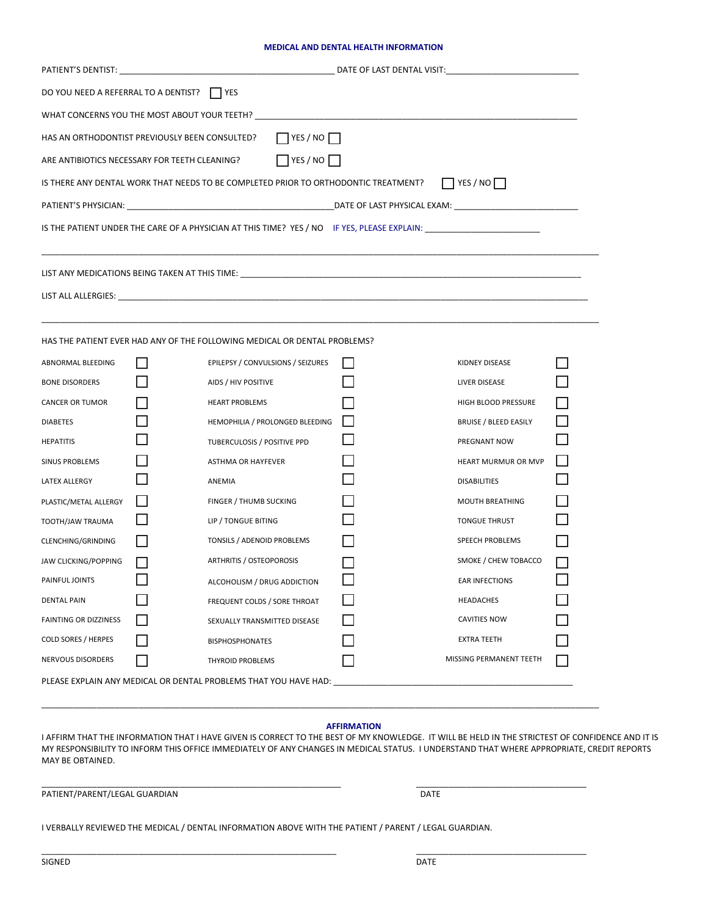## MEDICAL AND DENTAL HEALTH INFORMATION

PATIENT'S DENTIST: ____________________________________________ DATE OF LAST DENTAL VISIT: ____________________________

DO YOU NEED A REFERRAL TO A DENTIST? ☐ YES

WHAT CONCERNS YOU THE MOST ABOUT YOUR TEETH? ______________________________________________________________________

HAS AN ORTHODONTIST PREVIOUSLY BEEN CONSULTED? ☐ YES / NO ☐

ARE ANTIBIOTICS NECESSARY FOR TEETH CLEANING? ☐ YES / NO ☐

IS THERE ANY DENTAL WORK THAT NEEDS TO BE COMPLETED PRIOR TO ORTHODONTIC TREATMENT? ☐ YES / NO ☐

PATIENT'S PHYSICIAN: ____________________________________________ DATE OF LAST PHYSICAL EXAM: __________________________

IS THE PATIENT UNDER THE CARE OF A PHYSICIAN AT THIS TIME? YES / NO IF YES, PLEASE EXPLAIN: ________________________

______________________________________________________________________________________________________________________

LIST ANY MEDICATIONS BEING TAKEN AT THIS TIME: ______________________________________________________________________

LIST ALL ALLERGIES: ___________________________________________________________________________________________

______________________________________________________________________________________________________________________

HAS THE PATIENT EVER HAD ANY OF THE FOLLOWING MEDICAL OR DENTAL PROBLEMS?

| | | | | | |
|---|---|---|---|---|---|
| ABNORMAL BLEEDING | ☐ | EPILEPSY / CONVULSIONS / SEIZURES | ☐ | KIDNEY DISEASE | ☐ |
| BONE DISORDERS | ☐ | AIDS / HIV POSITIVE | ☐ | LIVER DISEASE | ☐ |
| CANCER OR TUMOR | ☐ | HEART PROBLEMS | ☐ | HIGH BLOOD PRESSURE | ☐ |
| DIABETES | ☐ | HEMOPHILIA / PROLONGED BLEEDING | ☐ | BRUISE / BLEED EASILY | ☐ |
| HEPATITIS | ☐ | TUBERCULOSIS / POSITIVE PPD | ☐ | PREGNANT NOW | ☐ |
| SINUS PROBLEMS | ☐ | ASTHMA OR HAYFEVER | ☐ | HEART MURMUR OR MVP | ☐ |
| LATEX ALLERGY | ☐ | ANEMIA | ☐ | DISABILITIES | ☐ |
| PLASTIC/METAL ALLERGY | ☐ | FINGER / THUMB SUCKING | ☐ | MOUTH BREATHING | ☐ |
| TOOTH/JAW TRAUMA | ☐ | LIP / TONGUE BITING | ☐ | TONGUE THRUST | ☐ |
| CLENCHING/GRINDING | ☐ | TONSILS / ADENOID PROBLEMS | ☐ | SPEECH PROBLEMS | ☐ |
| JAW CLICKING/POPPING | ☐ | ARTHRITIS / OSTEOPOROSIS | ☐ | SMOKE / CHEW TOBACCO | ☐ |
| PAINFUL JOINTS | ☐ | ALCOHOLISM / DRUG ADDICTION | ☐ | EAR INFECTIONS | ☐ |
| DENTAL PAIN | ☐ | FREQUENT COLDS / SORE THROAT | ☐ | HEADACHES | ☐ |
| FAINTING OR DIZZINESS | ☐ | SEXUALLY TRANSMITTED DISEASE | ☐ | CAVITIES NOW | ☐ |
| COLD SORES / HERPES | ☐ | BISPHOSPHONATES | ☐ | EXTRA TEETH | ☐ |
| NERVOUS DISORDERS | ☐ | THYROID PROBLEMS | ☐ | MISSING PERMANENT TEETH | ☐ |

PLEASE EXPLAIN ANY MEDICAL OR DENTAL PROBLEMS THAT YOU HAVE HAD: ____________________________________________________

______________________________________________________________________________________________________________________

### AFFIRMATION

I AFFIRM THAT THE INFORMATION THAT I HAVE GIVEN IS CORRECT TO THE BEST OF MY KNOWLEDGE. IT WILL BE HELD IN THE STRICTEST OF CONFIDENCE AND IT IS MY RESPONSIBILITY TO INFORM THIS OFFICE IMMEDIATELY OF ANY CHANGES IN MEDICAL STATUS. I UNDERSTAND THAT WHERE APPROPRIATE, CREDIT REPORTS MAY BE OBTAINED.

_________________________________________________________________ _____________________________________

PATIENT/PARENT/LEGAL GUARDIAN DATE

I VERBALLY REVIEWED THE MEDICAL / DENTAL INFORMATION ABOVE WITH THE PATIENT / PARENT / LEGAL GUARDIAN.

_________________________________________________________________ _____________________________________

SIGNED DATE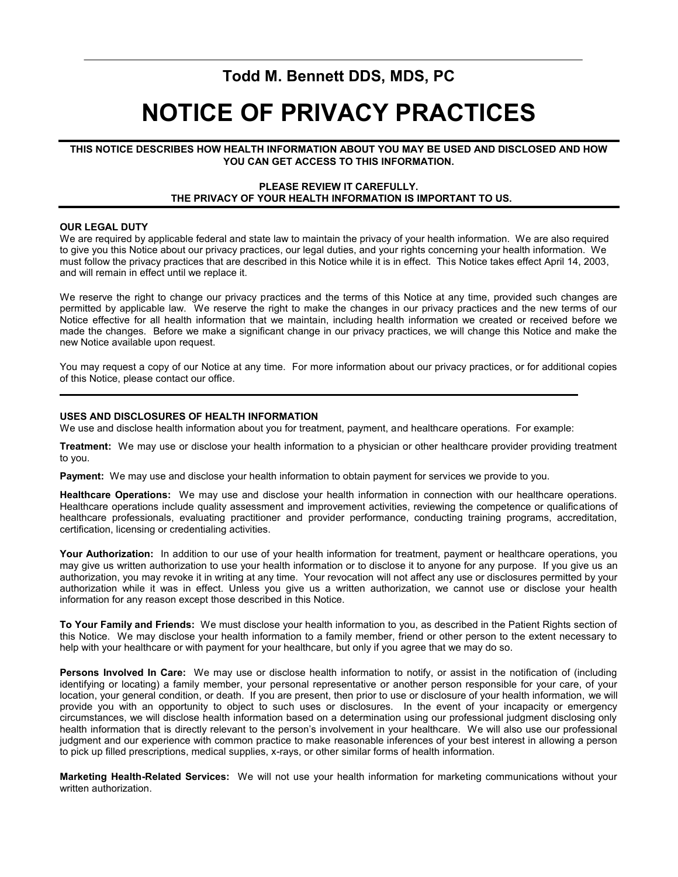# Todd M. Bennett DDS, MDS, PC

# NOTICE OF PRIVACY PRACTICES

**THIS NOTICE DESCRIBES HOW HEALTH INFORMATION ABOUT YOU MAY BE USED AND DISCLOSED AND HOW YOU CAN GET ACCESS TO THIS INFORMATION.**

**PLEASE REVIEW IT CAREFULLY.**
**THE PRIVACY OF YOUR HEALTH INFORMATION IS IMPORTANT TO US.**

---

**OUR LEGAL DUTY**

We are required by applicable federal and state law to maintain the privacy of your health information. We are also required to give you this Notice about our privacy practices, our legal duties, and your rights concerning your health information. We must follow the privacy practices that are described in this Notice while it is in effect. This Notice takes effect April 14, 2003, and will remain in effect until we replace it.

We reserve the right to change our privacy practices and the terms of this Notice at any time, provided such changes are permitted by applicable law. We reserve the right to make the changes in our privacy practices and the new terms of our Notice effective for all health information that we maintain, including health information we created or received before we made the changes. Before we make a significant change in our privacy practices, we will change this Notice and make the new Notice available upon request.

You may request a copy of our Notice at any time. For more information about our privacy practices, or for additional copies of this Notice, please contact our office.

---

**USES AND DISCLOSURES OF HEALTH INFORMATION**

We use and disclose health information about you for treatment, payment, and healthcare operations. For example:

**Treatment:** We may use or disclose your health information to a physician or other healthcare provider providing treatment to you.

**Payment:** We may use and disclose your health information to obtain payment for services we provide to you.

**Healthcare Operations:** We may use and disclose your health information in connection with our healthcare operations. Healthcare operations include quality assessment and improvement activities, reviewing the competence or qualifications of healthcare professionals, evaluating practitioner and provider performance, conducting training programs, accreditation, certification, licensing or credentialing activities.

**Your Authorization:** In addition to our use of your health information for treatment, payment or healthcare operations, you may give us written authorization to use your health information or to disclose it to anyone for any purpose. If you give us an authorization, you may revoke it in writing at any time. Your revocation will not affect any use or disclosures permitted by your authorization while it was in effect. Unless you give us a written authorization, we cannot use or disclose your health information for any reason except those described in this Notice.

**To Your Family and Friends:** We must disclose your health information to you, as described in the Patient Rights section of this Notice. We may disclose your health information to a family member, friend or other person to the extent necessary to help with your healthcare or with payment for your healthcare, but only if you agree that we may do so.

**Persons Involved In Care:** We may use or disclose health information to notify, or assist in the notification of (including identifying or locating) a family member, your personal representative or another person responsible for your care, of your location, your general condition, or death. If you are present, then prior to use or disclosure of your health information, we will provide you with an opportunity to object to such uses or disclosures. In the event of your incapacity or emergency circumstances, we will disclose health information based on a determination using our professional judgment disclosing only health information that is directly relevant to the person's involvement in your healthcare. We will also use our professional judgment and our experience with common practice to make reasonable inferences of your best interest in allowing a person to pick up filled prescriptions, medical supplies, x-rays, or other similar forms of health information.

**Marketing Health-Related Services:** We will not use your health information for marketing communications without your written authorization.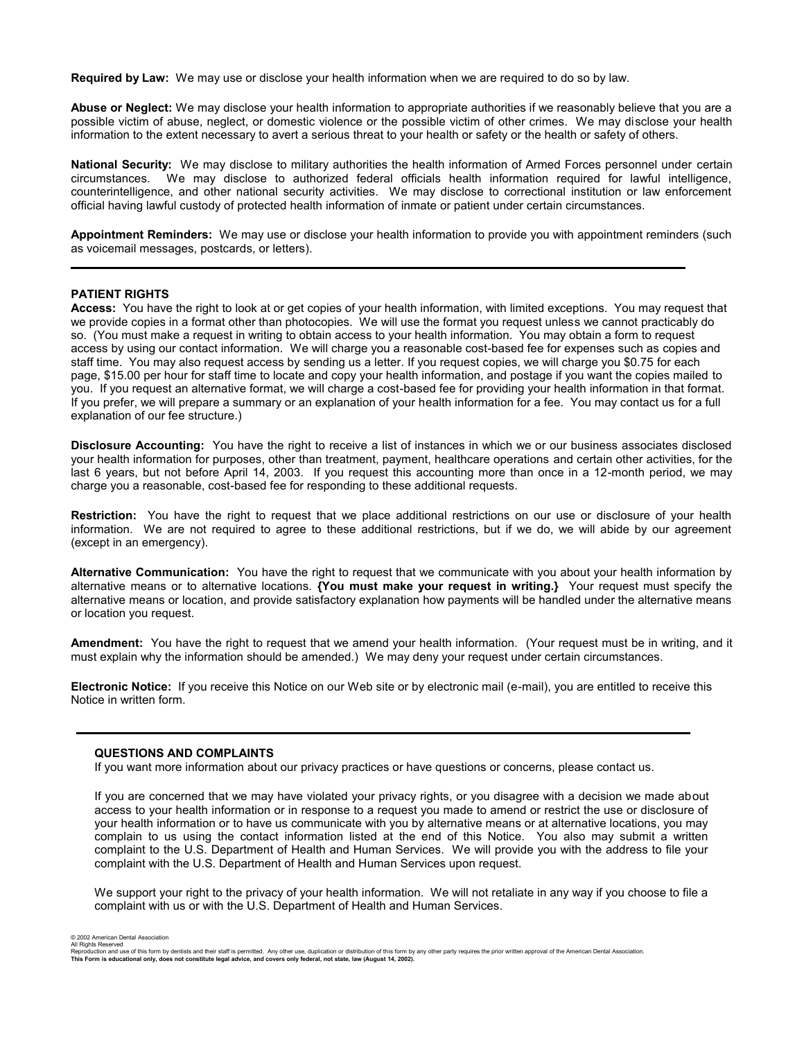**Required by Law:** We may use or disclose your health information when we are required to do so by law.

**Abuse or Neglect:** We may disclose your health information to appropriate authorities if we reasonably believe that you are a possible victim of abuse, neglect, or domestic violence or the possible victim of other crimes. We may disclose your health information to the extent necessary to avert a serious threat to your health or safety or the health or safety of others.

**National Security:** We may disclose to military authorities the health information of Armed Forces personnel under certain circumstances. We may disclose to authorized federal officials health information required for lawful intelligence, counterintelligence, and other national security activities. We may disclose to correctional institution or law enforcement official having lawful custody of protected health information of inmate or patient under certain circumstances.

**Appointment Reminders:** We may use or disclose your health information to provide you with appointment reminders (such as voicemail messages, postcards, or letters).

---

**PATIENT RIGHTS**

**Access:** You have the right to look at or get copies of your health information, with limited exceptions. You may request that we provide copies in a format other than photocopies. We will use the format you request unless we cannot practicably do so. (You must make a request in writing to obtain access to your health information. You may obtain a form to request access by using our contact information. We will charge you a reasonable cost-based fee for expenses such as copies and staff time. You may also request access by sending us a letter. If you request copies, we will charge you $0.75 for each page, $15.00 per hour for staff time to locate and copy your health information, and postage if you want the copies mailed to you. If you request an alternative format, we will charge a cost-based fee for providing your health information in that format. If you prefer, we will prepare a summary or an explanation of your health information for a fee. You may contact us for a full explanation of our fee structure.)

**Disclosure Accounting:** You have the right to receive a list of instances in which we or our business associates disclosed your health information for purposes, other than treatment, payment, healthcare operations and certain other activities, for the last 6 years, but not before April 14, 2003. If you request this accounting more than once in a 12-month period, we may charge you a reasonable, cost-based fee for responding to these additional requests.

**Restriction:** You have the right to request that we place additional restrictions on our use or disclosure of your health information. We are not required to agree to these additional restrictions, but if we do, we will abide by our agreement (except in an emergency).

**Alternative Communication:** You have the right to request that we communicate with you about your health information by alternative means or to alternative locations. **{You must make your request in writing.}** Your request must specify the alternative means or location, and provide satisfactory explanation how payments will be handled under the alternative means or location you request.

**Amendment:** You have the right to request that we amend your health information. (Your request must be in writing, and it must explain why the information should be amended.) We may deny your request under certain circumstances.

**Electronic Notice:** If you receive this Notice on our Web site or by electronic mail (e-mail), you are entitled to receive this Notice in written form.

---

**QUESTIONS AND COMPLAINTS**

If you want more information about our privacy practices or have questions or concerns, please contact us.

If you are concerned that we may have violated your privacy rights, or you disagree with a decision we made about access to your health information or in response to a request you made to amend or restrict the use or disclosure of your health information or to have us communicate with you by alternative means or at alternative locations, you may complain to us using the contact information listed at the end of this Notice. You also may submit a written complaint to the U.S. Department of Health and Human Services. We will provide you with the address to file your complaint with the U.S. Department of Health and Human Services upon request.

We support your right to the privacy of your health information. We will not retaliate in any way if you choose to file a complaint with us or with the U.S. Department of Health and Human Services.

© 2002 American Dental Association
All Rights Reserved
Reproduction and use of this form by dentists and their staff is permitted. Any other use, duplication or distribution of this form by any other party requires the prior written approval of the American Dental Association.
**This Form is educational only, does not constitute legal advice, and covers only federal, not state, law (August 14, 2002).**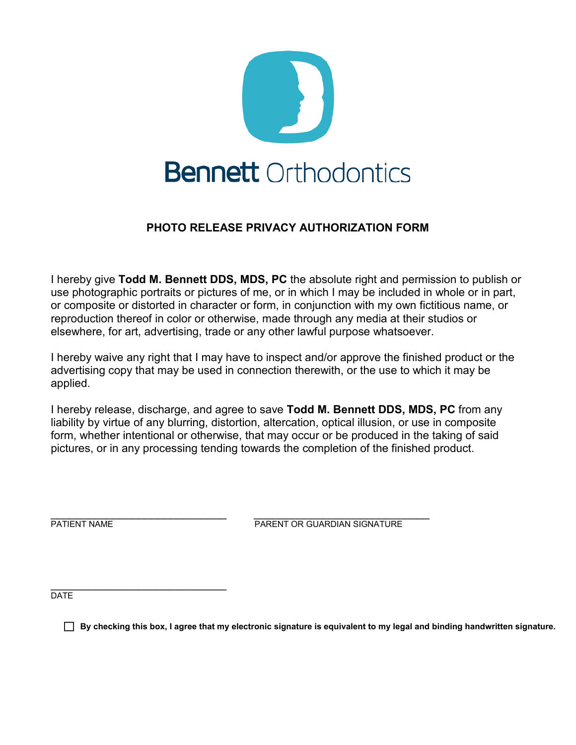Bennett Orthodontics

## PHOTO RELEASE PRIVACY AUTHORIZATION FORM

I hereby give **Todd M. Bennett DDS, MDS, PC** the absolute right and permission to publish or use photographic portraits or pictures of me, or in which I may be included in whole or in part, or composite or distorted in character or form, in conjunction with my own fictitious name, or reproduction thereof in color or otherwise, made through any media at their studios or elsewhere, for art, advertising, trade or any other lawful purpose whatsoever.

I hereby waive any right that I may have to inspect and/or approve the finished product or the advertising copy that may be used in connection therewith, or the use to which it may be applied.

I hereby release, discharge, and agree to save **Todd M. Bennett DDS, MDS, PC** from any liability by virtue of any blurring, distortion, altercation, optical illusion, or use in composite form, whether intentional or otherwise, that may occur or be produced in the taking of said pictures, or in any processing tending towards the completion of the finished product.

\_\_\_\_\_\_\_\_\_\_\_\_\_\_\_\_\_\_\_\_\_\_\_\_\_\_\_\_\_\_\_\_
PATIENT NAME

\_\_\_\_\_\_\_\_\_\_\_\_\_\_\_\_\_\_\_\_\_\_\_\_\_\_\_\_\_\_\_\_
PARENT OR GUARDIAN SIGNATURE

\_\_\_\_\_\_\_\_\_\_\_\_\_\_\_\_\_\_\_\_\_\_\_\_\_\_\_\_\_\_\_\_
DATE

☐ **By checking this box, I agree that my electronic signature is equivalent to my legal and binding handwritten signature.**